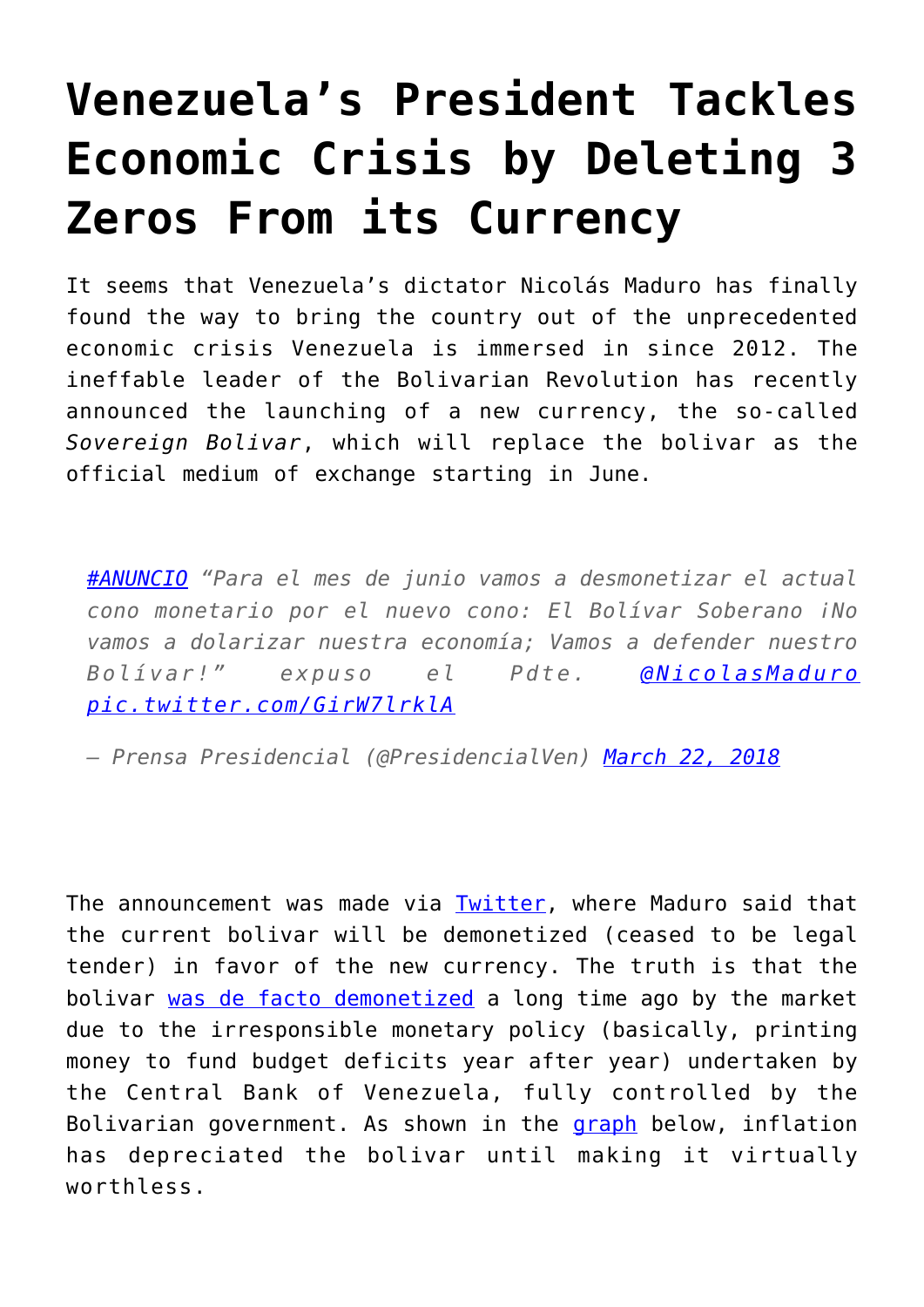# Venezuela's President Tackles Economic Crisis by Deleting 3 Zeros From its Currency

It seems that Venezuela's dictator Nicolás Maduro has finally found the way to bring the country out of the unprecedented economic crisis Venezuela is immersed in since 2012. The ineffable leader of the Bolivarian Revolution has recently announced the launching of a new currency, the so-called *Sovereign Bolivar*, which will replace the bolivar as the official medium of exchange starting in June.

> *#ANUNCIO "Para el mes de junio vamos a desmonetizar el actual cono monetario por el nuevo cono: El Bolívar Soberano ¡No vamos a dolarizar nuestra economía; Vamos a defender nuestro Bolívar!" expuso el Pdte. @NicolasMaduro pic.twitter.com/GirW7lrklA*
>
> *— Prensa Presidencial (@PresidencialVen) March 22, 2018*

The announcement was made via Twitter, where Maduro said that the current bolivar will be demonetized (ceased to be legal tender) in favor of the new currency. The truth is that the bolivar was de facto demonetized a long time ago by the market due to the irresponsible monetary policy (basically, printing money to fund budget deficits year after year) undertaken by the Central Bank of Venezuela, fully controlled by the Bolivarian government. As shown in the graph below, inflation has depreciated the bolivar until making it virtually worthless.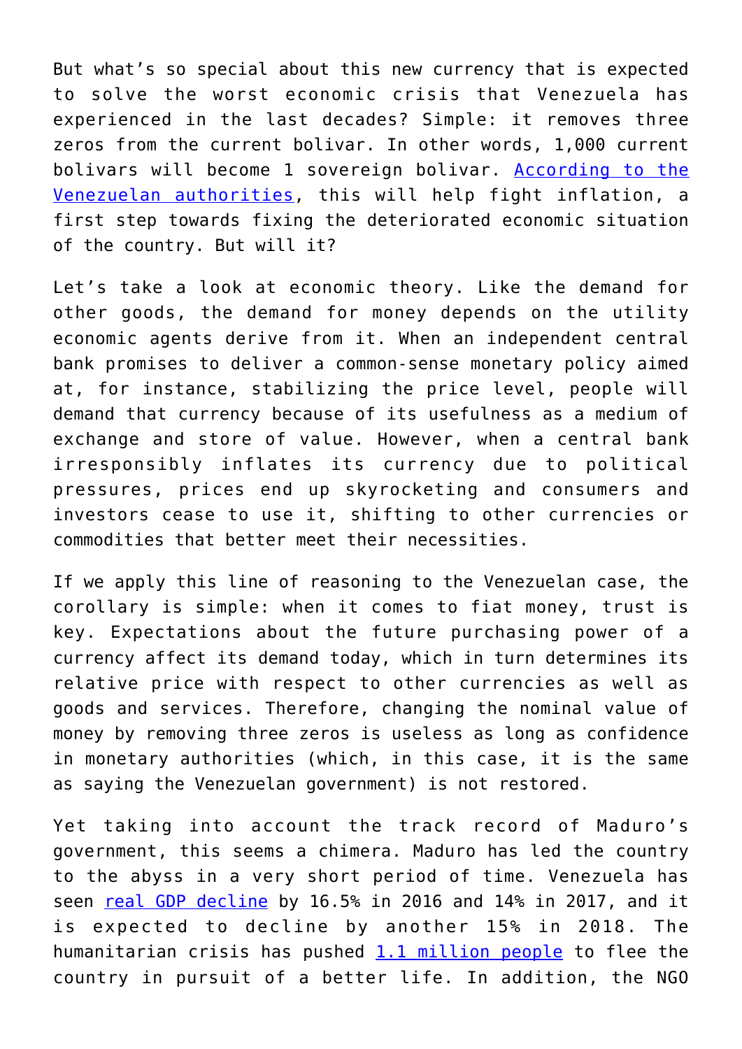But what's so special about this new currency that is expected to solve the worst economic crisis that Venezuela has experienced in the last decades? Simple: it removes three zeros from the current bolivar. In other words, 1,000 current bolivars will become 1 sovereign bolivar. [According to the Venezuelan authorities](), this will help fight inflation, a first step towards fixing the deteriorated economic situation of the country. But will it?

Let's take a look at economic theory. Like the demand for other goods, the demand for money depends on the utility economic agents derive from it. When an independent central bank promises to deliver a common-sense monetary policy aimed at, for instance, stabilizing the price level, people will demand that currency because of its usefulness as a medium of exchange and store of value. However, when a central bank irresponsibly inflates its currency due to political pressures, prices end up skyrocketing and consumers and investors cease to use it, shifting to other currencies or commodities that better meet their necessities.

If we apply this line of reasoning to the Venezuelan case, the corollary is simple: when it comes to fiat money, trust is key. Expectations about the future purchasing power of a currency affect its demand today, which in turn determines its relative price with respect to other currencies as well as goods and services. Therefore, changing the nominal value of money by removing three zeros is useless as long as confidence in monetary authorities (which, in this case, it is the same as saying the Venezuelan government) is not restored.

Yet taking into account the track record of Maduro's government, this seems a chimera. Maduro has led the country to the abyss in a very short period of time. Venezuela has seen [real GDP decline]() by 16.5% in 2016 and 14% in 2017, and it is expected to decline by another 15% in 2018. The humanitarian crisis has pushed [1.1 million people]() to flee the country in pursuit of a better life. In addition, the NGO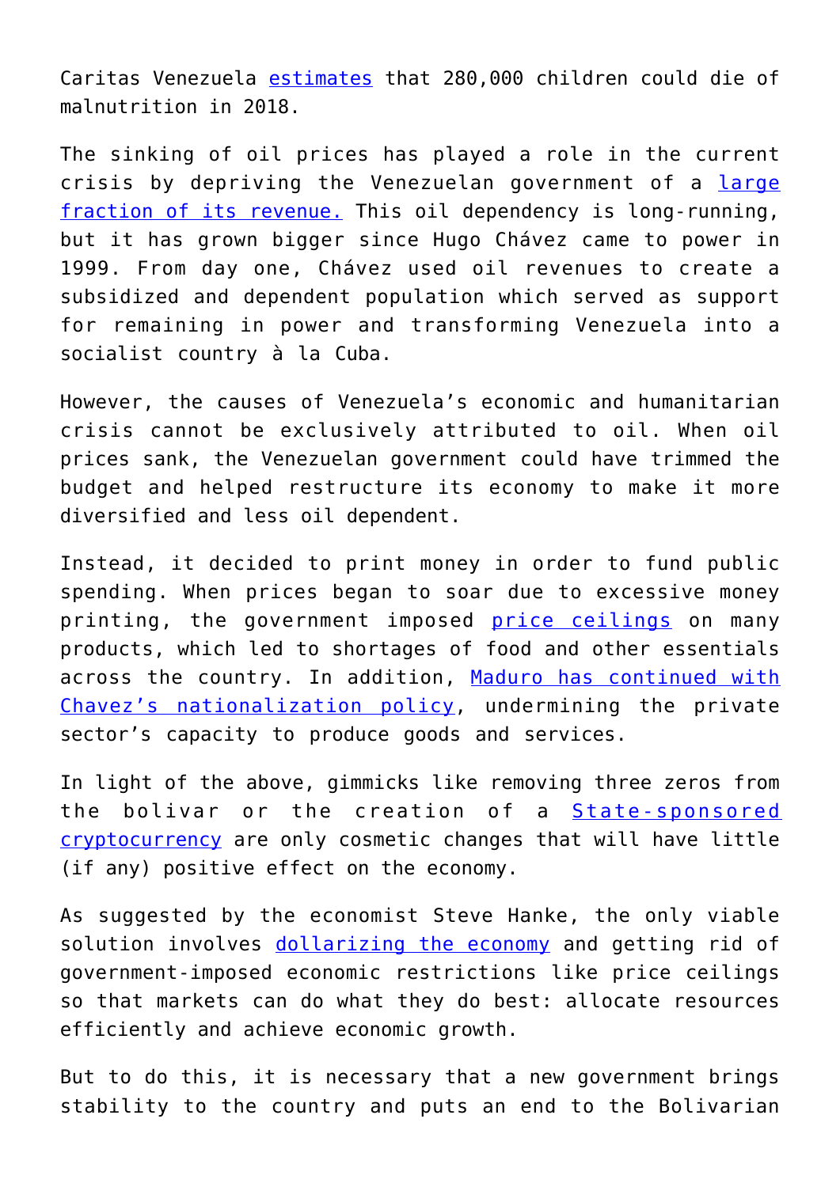Caritas Venezuela estimates that 280,000 children could die of malnutrition in 2018.

The sinking of oil prices has played a role in the current crisis by depriving the Venezuelan government of a large fraction of its revenue. This oil dependency is long-running, but it has grown bigger since Hugo Chávez came to power in 1999. From day one, Chávez used oil revenues to create a subsidized and dependent population which served as support for remaining in power and transforming Venezuela into a socialist country à la Cuba.

However, the causes of Venezuela's economic and humanitarian crisis cannot be exclusively attributed to oil. When oil prices sank, the Venezuelan government could have trimmed the budget and helped restructure its economy to make it more diversified and less oil dependent.

Instead, it decided to print money in order to fund public spending. When prices began to soar due to excessive money printing, the government imposed price ceilings on many products, which led to shortages of food and other essentials across the country. In addition, Maduro has continued with Chavez's nationalization policy, undermining the private sector's capacity to produce goods and services.

In light of the above, gimmicks like removing three zeros from the bolivar or the creation of a State-sponsored cryptocurrency are only cosmetic changes that will have little (if any) positive effect on the economy.

As suggested by the economist Steve Hanke, the only viable solution involves dollarizing the economy and getting rid of government-imposed economic restrictions like price ceilings so that markets can do what they do best: allocate resources efficiently and achieve economic growth.

But to do this, it is necessary that a new government brings stability to the country and puts an end to the Bolivarian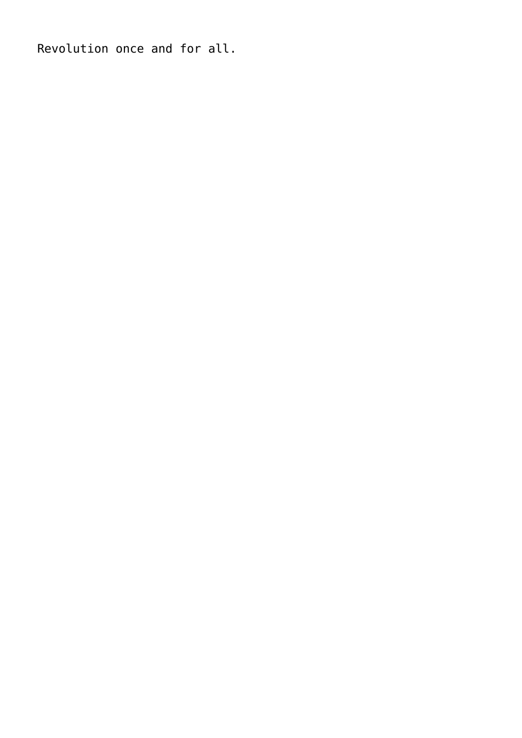Revolution once and for all.